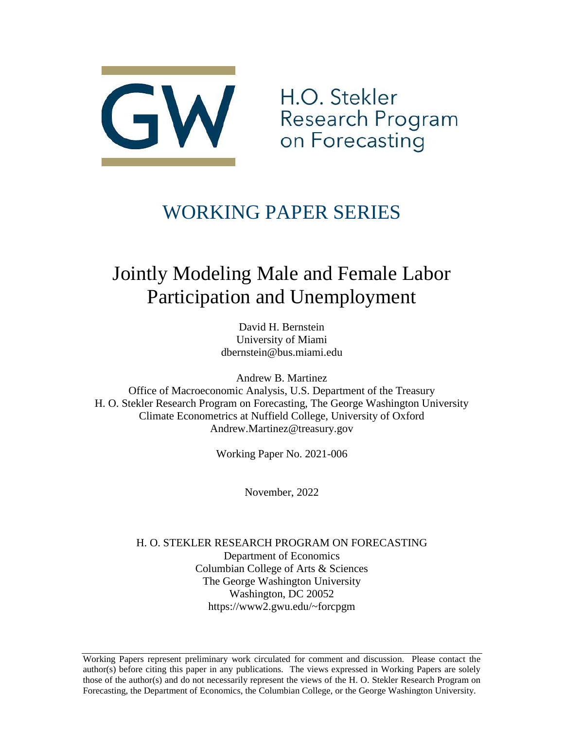H.O. Stekler Research Program on Forecasting

# WORKING PAPER SERIES

# Jointly Modeling Male and Female Labor Participation and Unemployment

David H. Bernstein
University of Miami
dbernstein@bus.miami.edu

Andrew B. Martinez
Office of Macroeconomic Analysis, U.S. Department of the Treasury
H. O. Stekler Research Program on Forecasting, The George Washington University
Climate Econometrics at Nuffield College, University of Oxford
Andrew.Martinez@treasury.gov

Working Paper No. 2021-006

November, 2022

H. O. STEKLER RESEARCH PROGRAM ON FORECASTING
Department of Economics
Columbian College of Arts & Sciences
The George Washington University
Washington, DC 20052
https://www2.gwu.edu/~forcpgm

---

Working Papers represent preliminary work circulated for comment and discussion. Please contact the author(s) before citing this paper in any publications. The views expressed in Working Papers are solely those of the author(s) and do not necessarily represent the views of the H. O. Stekler Research Program on Forecasting, the Department of Economics, the Columbian College, or the George Washington University.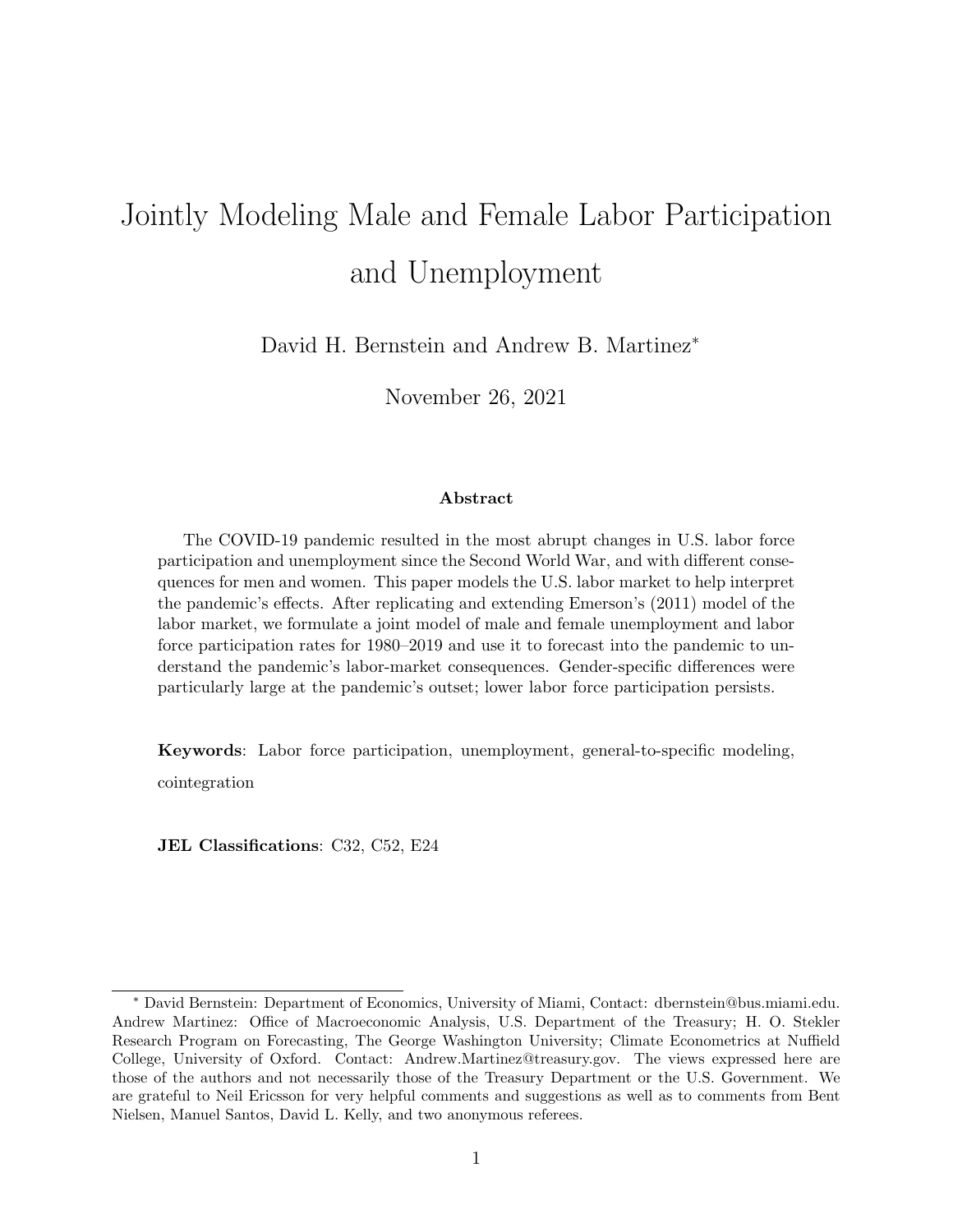# Jointly Modeling Male and Female Labor Participation and Unemployment

David H. Bernstein and Andrew B. Martinez*

November 26, 2021

**Abstract**

The COVID-19 pandemic resulted in the most abrupt changes in U.S. labor force participation and unemployment since the Second World War, and with different consequences for men and women. This paper models the U.S. labor market to help interpret the pandemic's effects. After replicating and extending Emerson's (2011) model of the labor market, we formulate a joint model of male and female unemployment and labor force participation rates for 1980–2019 and use it to forecast into the pandemic to understand the pandemic's labor-market consequences. Gender-specific differences were particularly large at the pandemic's outset; lower labor force participation persists.

**Keywords**: Labor force participation, unemployment, general-to-specific modeling, cointegration

**JEL Classifications**: C32, C52, E24

---

* David Bernstein: Department of Economics, University of Miami, Contact: dbernstein@bus.miami.edu. Andrew Martinez: Office of Macroeconomic Analysis, U.S. Department of the Treasury; H. O. Stekler Research Program on Forecasting, The George Washington University; Climate Econometrics at Nuffield College, University of Oxford. Contact: Andrew.Martinez@treasury.gov. The views expressed here are those of the authors and not necessarily those of the Treasury Department or the U.S. Government. We are grateful to Neil Ericsson for very helpful comments and suggestions as well as to comments from Bent Nielsen, Manuel Santos, David L. Kelly, and two anonymous referees.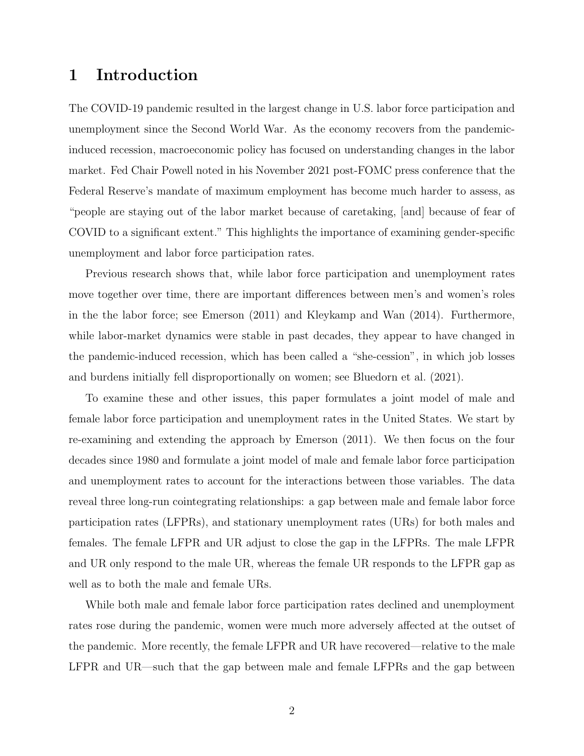# 1 Introduction

The COVID-19 pandemic resulted in the largest change in U.S. labor force participation and unemployment since the Second World War. As the economy recovers from the pandemic-induced recession, macroeconomic policy has focused on understanding changes in the labor market. Fed Chair Powell noted in his November 2021 post-FOMC press conference that the Federal Reserve's mandate of maximum employment has become much harder to assess, as "people are staying out of the labor market because of caretaking, [and] because of fear of COVID to a significant extent." This highlights the importance of examining gender-specific unemployment and labor force participation rates.

Previous research shows that, while labor force participation and unemployment rates move together over time, there are important differences between men's and women's roles in the the labor force; see Emerson (2011) and Kleykamp and Wan (2014). Furthermore, while labor-market dynamics were stable in past decades, they appear to have changed in the pandemic-induced recession, which has been called a "she-cession", in which job losses and burdens initially fell disproportionally on women; see Bluedorn et al. (2021).

To examine these and other issues, this paper formulates a joint model of male and female labor force participation and unemployment rates in the United States. We start by re-examining and extending the approach by Emerson (2011). We then focus on the four decades since 1980 and formulate a joint model of male and female labor force participation and unemployment rates to account for the interactions between those variables. The data reveal three long-run cointegrating relationships: a gap between male and female labor force participation rates (LFPRs), and stationary unemployment rates (URs) for both males and females. The female LFPR and UR adjust to close the gap in the LFPRs. The male LFPR and UR only respond to the male UR, whereas the female UR responds to the LFPR gap as well as to both the male and female URs.

While both male and female labor force participation rates declined and unemployment rates rose during the pandemic, women were much more adversely affected at the outset of the pandemic. More recently, the female LFPR and UR have recovered—relative to the male LFPR and UR—such that the gap between male and female LFPRs and the gap between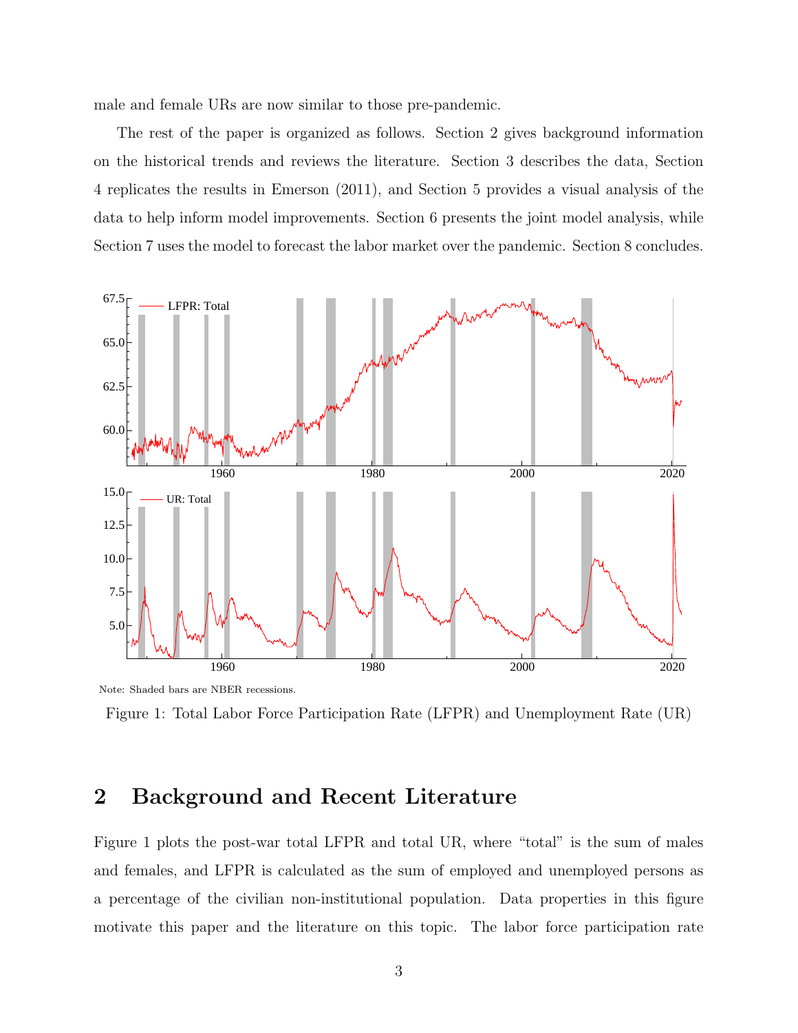male and female URs are now similar to those pre-pandemic.

The rest of the paper is organized as follows. Section 2 gives background information on the historical trends and reviews the literature. Section 3 describes the data, Section 4 replicates the results in Emerson (2011), and Section 5 provides a visual analysis of the data to help inform model improvements. Section 6 presents the joint model analysis, while Section 7 uses the model to forecast the labor market over the pandemic. Section 8 concludes.

Note: Shaded bars are NBER recessions.

Figure 1: Total Labor Force Participation Rate (LFPR) and Unemployment Rate (UR)

## 2 Background and Recent Literature

Figure 1 plots the post-war total LFPR and total UR, where "total" is the sum of males and females, and LFPR is calculated as the sum of employed and unemployed persons as a percentage of the civilian non-institutional population. Data properties in this figure motivate this paper and the literature on this topic. The labor force participation rate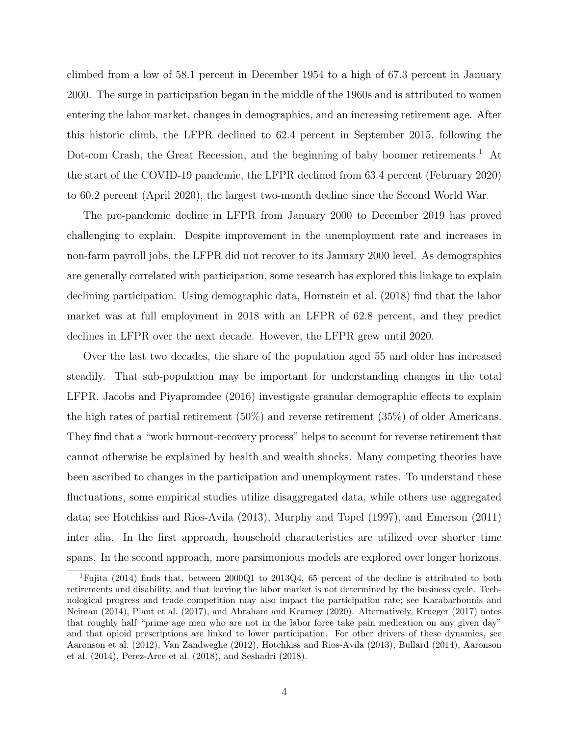climbed from a low of 58.1 percent in December 1954 to a high of 67.3 percent in January 2000. The surge in participation began in the middle of the 1960s and is attributed to women entering the labor market, changes in demographics, and an increasing retirement age. After this historic climb, the LFPR declined to 62.4 percent in September 2015, following the Dot-com Crash, the Great Recession, and the beginning of baby boomer retirements.[1] At the start of the COVID-19 pandemic, the LFPR declined from 63.4 percent (February 2020) to 60.2 percent (April 2020), the largest two-month decline since the Second World War.

The pre-pandemic decline in LFPR from January 2000 to December 2019 has proved challenging to explain. Despite improvement in the unemployment rate and increases in non-farm payroll jobs, the LFPR did not recover to its January 2000 level. As demographics are generally correlated with participation, some research has explored this linkage to explain declining participation. Using demographic data, Hornstein et al. (2018) find that the labor market was at full employment in 2018 with an LFPR of 62.8 percent, and they predict declines in LFPR over the next decade. However, the LFPR grew until 2020.

Over the last two decades, the share of the population aged 55 and older has increased steadily. That sub-population may be important for understanding changes in the total LFPR. Jacobs and Piyapromdee (2016) investigate granular demographic effects to explain the high rates of partial retirement (50%) and reverse retirement (35%) of older Americans. They find that a "work burnout-recovery process" helps to account for reverse retirement that cannot otherwise be explained by health and wealth shocks. Many competing theories have been ascribed to changes in the participation and unemployment rates. To understand these fluctuations, some empirical studies utilize disaggregated data, while others use aggregated data; see Hotchkiss and Rios-Avila (2013), Murphy and Topel (1997), and Emerson (2011) inter alia. In the first approach, household characteristics are utilized over shorter time spans. In the second approach, more parsimonious models are explored over longer horizons.

[1] Fujita (2014) finds that, between 2000Q1 to 2013Q4, 65 percent of the decline is attributed to both retirements and disability, and that leaving the labor market is not determined by the business cycle. Technological progress and trade competition may also impact the participation rate; see Karabarbounis and Neiman (2014), Plant et al. (2017), and Abraham and Kearney (2020). Alternatively, Krueger (2017) notes that roughly half "prime age men who are not in the labor force take pain medication on any given day" and that opioid prescriptions are linked to lower participation. For other drivers of these dynamics, see Aaronson et al. (2012), Van Zandweghe (2012), Hotchkiss and Rios-Avila (2013), Bullard (2014), Aaronson et al. (2014), Perez-Arce et al. (2018), and Seshadri (2018).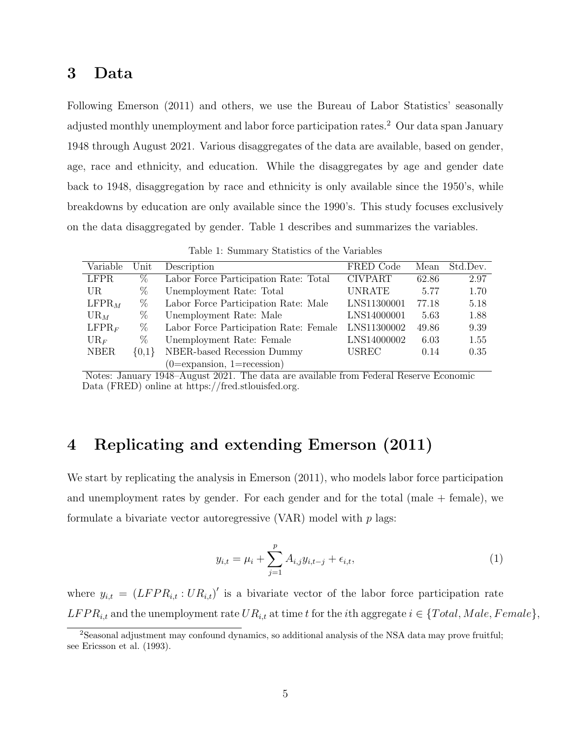## 3 Data

Following Emerson (2011) and others, we use the Bureau of Labor Statistics' seasonally adjusted monthly unemployment and labor force participation rates.[2] Our data span January 1948 through August 2021. Various disaggregates of the data are available, based on gender, age, race and ethnicity, and education. While the disaggregates by age and gender date back to 1948, disaggregation by race and ethnicity is only available since the 1950's, while breakdowns by education are only available since the 1990's. This study focuses exclusively on the data disaggregated by gender. Table 1 describes and summarizes the variables.

Table 1: Summary Statistics of the Variables

| Variable | Unit | Description | FRED Code | Mean | Std.Dev. |
|---|---|---|---|---|---|
| LFPR | % | Labor Force Participation Rate: Total | CIVPART | 62.86 | 2.97 |
| UR | % | Unemployment Rate: Total | UNRATE | 5.77 | 1.70 |
| $\text{LFPR}_M$ | % | Labor Force Participation Rate: Male | LNS11300001 | 77.18 | 5.18 |
| $\text{UR}_M$ | % | Unemployment Rate: Male | LNS14000001 | 5.63 | 1.88 |
| $\text{LFPR}_F$ | % | Labor Force Participation Rate: Female | LNS11300002 | 49.86 | 9.39 |
| $\text{UR}_F$ | % | Unemployment Rate: Female | LNS14000002 | 6.03 | 1.55 |
| NBER | {0,1} | NBER-based Recession Dummy (0=expansion, 1=recession) | USREC | 0.14 | 0.35 |

Notes: January 1948–August 2021. The data are available from Federal Reserve Economic Data (FRED) online at https://fred.stlouisfed.org.

## 4 Replicating and extending Emerson (2011)

We start by replicating the analysis in Emerson (2011), who models labor force participation and unemployment rates by gender. For each gender and for the total (male + female), we formulate a bivariate vector autoregressive (VAR) model with $p$ lags:

$$y_{i,t} = \mu_i + \sum_{j=1}^{p} A_{i,j} y_{i,t-j} + \epsilon_{i,t}, \tag{1}$$

where $y_{i,t} = (LFPR_{i,t} : UR_{i,t})'$ is a bivariate vector of the labor force participation rate $LFPR_{i,t}$ and the unemployment rate $UR_{i,t}$ at time $t$ for the $i$th aggregate $i \in \{Total, Male, Female\}$,

[2] Seasonal adjustment may confound dynamics, so additional analysis of the NSA data may prove fruitful; see Ericsson et al. (1993).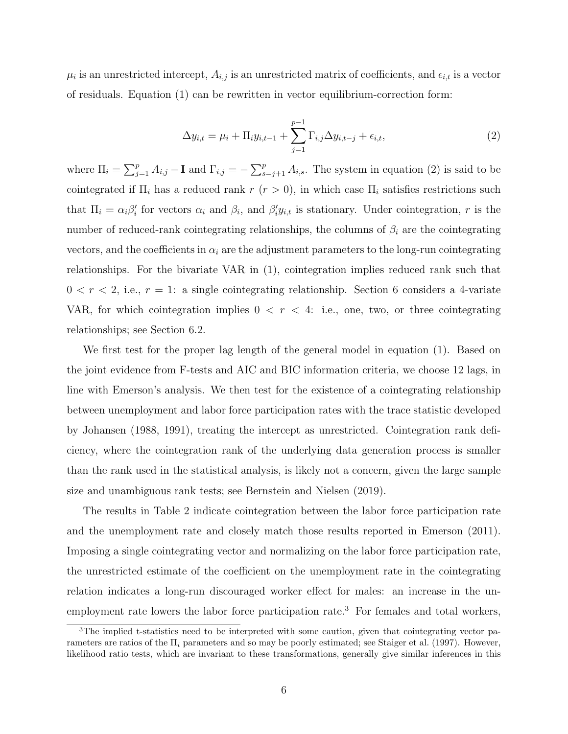$\mu_i$ is an unrestricted intercept, $A_{i,j}$ is an unrestricted matrix of coefficients, and $\epsilon_{i,t}$ is a vector of residuals. Equation (1) can be rewritten in vector equilibrium-correction form:

$$\Delta y_{i,t} = \mu_i + \Pi_i y_{i,t-1} + \sum_{j=1}^{p-1} \Gamma_{i,j} \Delta y_{i,t-j} + \epsilon_{i,t}, \tag{2}$$

where $\Pi_i = \sum_{j=1}^{p} A_{i,j} - \mathbf{I}$ and $\Gamma_{i,j} = -\sum_{s=j+1}^{p} A_{i,s}$. The system in equation (2) is said to be cointegrated if $\Pi_i$ has a reduced rank $r$ ($r > 0$), in which case $\Pi_i$ satisfies restrictions such that $\Pi_i = \alpha_i \beta_i'$ for vectors $\alpha_i$ and $\beta_i$, and $\beta_i' y_{i,t}$ is stationary. Under cointegration, $r$ is the number of reduced-rank cointegrating relationships, the columns of $\beta_i$ are the cointegrating vectors, and the coefficients in $\alpha_i$ are the adjustment parameters to the long-run cointegrating relationships. For the bivariate VAR in (1), cointegration implies reduced rank such that $0 < r < 2$, i.e., $r = 1$: a single cointegrating relationship. Section 6 considers a 4-variate VAR, for which cointegration implies $0 < r < 4$: i.e., one, two, or three cointegrating relationships; see Section 6.2.

We first test for the proper lag length of the general model in equation (1). Based on the joint evidence from F-tests and AIC and BIC information criteria, we choose 12 lags, in line with Emerson's analysis. We then test for the existence of a cointegrating relationship between unemployment and labor force participation rates with the trace statistic developed by Johansen (1988, 1991), treating the intercept as unrestricted. Cointegration rank deficiency, where the cointegration rank of the underlying data generation process is smaller than the rank used in the statistical analysis, is likely not a concern, given the large sample size and unambiguous rank tests; see Bernstein and Nielsen (2019).

The results in Table 2 indicate cointegration between the labor force participation rate and the unemployment rate and closely match those results reported in Emerson (2011). Imposing a single cointegrating vector and normalizing on the labor force participation rate, the unrestricted estimate of the coefficient on the unemployment rate in the cointegrating relation indicates a long-run discouraged worker effect for males: an increase in the unemployment rate lowers the labor force participation rate.[3] For females and total workers,

[3] The implied t-statistics need to be interpreted with some caution, given that cointegrating vector parameters are ratios of the $\Pi_i$ parameters and so may be poorly estimated; see Staiger et al. (1997). However, likelihood ratio tests, which are invariant to these transformations, generally give similar inferences in this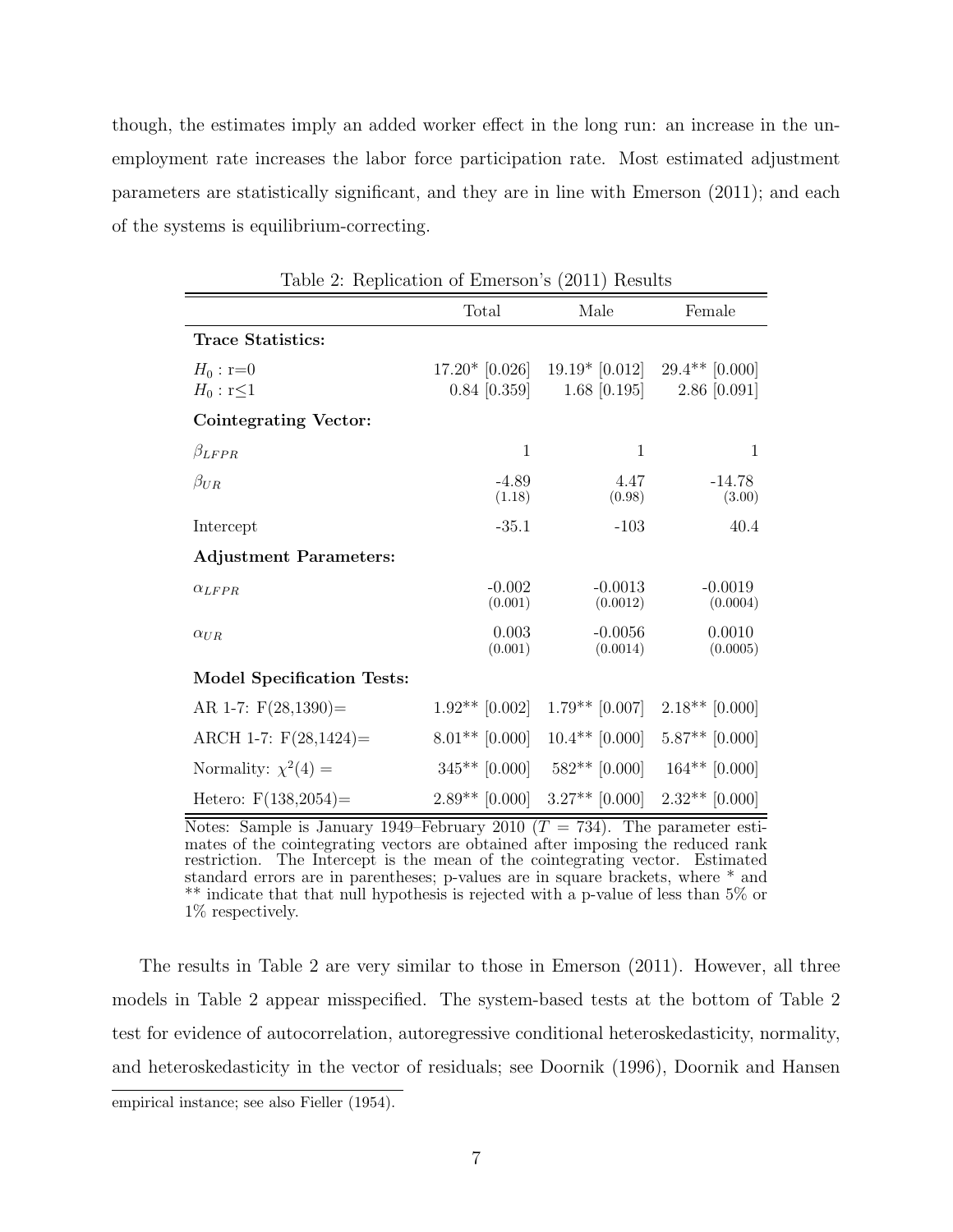though, the estimates imply an added worker effect in the long run: an increase in the unemployment rate increases the labor force participation rate. Most estimated adjustment parameters are statistically significant, and they are in line with Emerson (2011); and each of the systems is equilibrium-correcting.

Table 2: Replication of Emerson's (2011) Results

| | Total | Male | Female |
|---|---|---|---|
| **Trace Statistics:** | | | |
| $H_0$ : r=0 | 17.20* [0.026] | 19.19* [0.012] | 29.4** [0.000] |
| $H_0$ : r≤1 | 0.84 [0.359] | 1.68 [0.195] | 2.86 [0.091] |
| **Cointegrating Vector:** | | | |
| $\beta_{LFPR}$ | 1 | 1 | 1 |
| $\beta_{UR}$ | -4.89 (1.18) | 4.47 (0.98) | -14.78 (3.00) |
| Intercept | -35.1 | -103 | 40.4 |
| **Adjustment Parameters:** | | | |
| $\alpha_{LFPR}$ | -0.002 (0.001) | -0.0013 (0.0012) | -0.0019 (0.0004) |
| $\alpha_{UR}$ | 0.003 (0.001) | -0.0056 (0.0014) | 0.0010 (0.0005) |
| **Model Specification Tests:** | | | |
| AR 1-7: F(28,1390)= | 1.92** [0.002] | 1.79** [0.007] | 2.18** [0.000] |
| ARCH 1-7: F(28,1424)= | 8.01** [0.000] | 10.4** [0.000] | 5.87** [0.000] |
| Normality: $\chi^2(4)$ = | 345** [0.000] | 582** [0.000] | 164** [0.000] |
| Hetero: F(138,2054)= | 2.89** [0.000] | 3.27** [0.000] | 2.32** [0.000] |

Notes: Sample is January 1949–February 2010 ($T$ = 734). The parameter estimates of the cointegrating vectors are obtained after imposing the reduced rank restriction. The Intercept is the mean of the cointegrating vector. Estimated standard errors are in parentheses; p-values are in square brackets, where * and ** indicate that that null hypothesis is rejected with a p-value of less than 5% or 1% respectively.

The results in Table 2 are very similar to those in Emerson (2011). However, all three models in Table 2 appear misspecified. The system-based tests at the bottom of Table 2 test for evidence of autocorrelation, autoregressive conditional heteroskedasticity, normality, and heteroskedasticity in the vector of residuals; see Doornik (1996), Doornik and Hansen

empirical instance; see also Fieller (1954).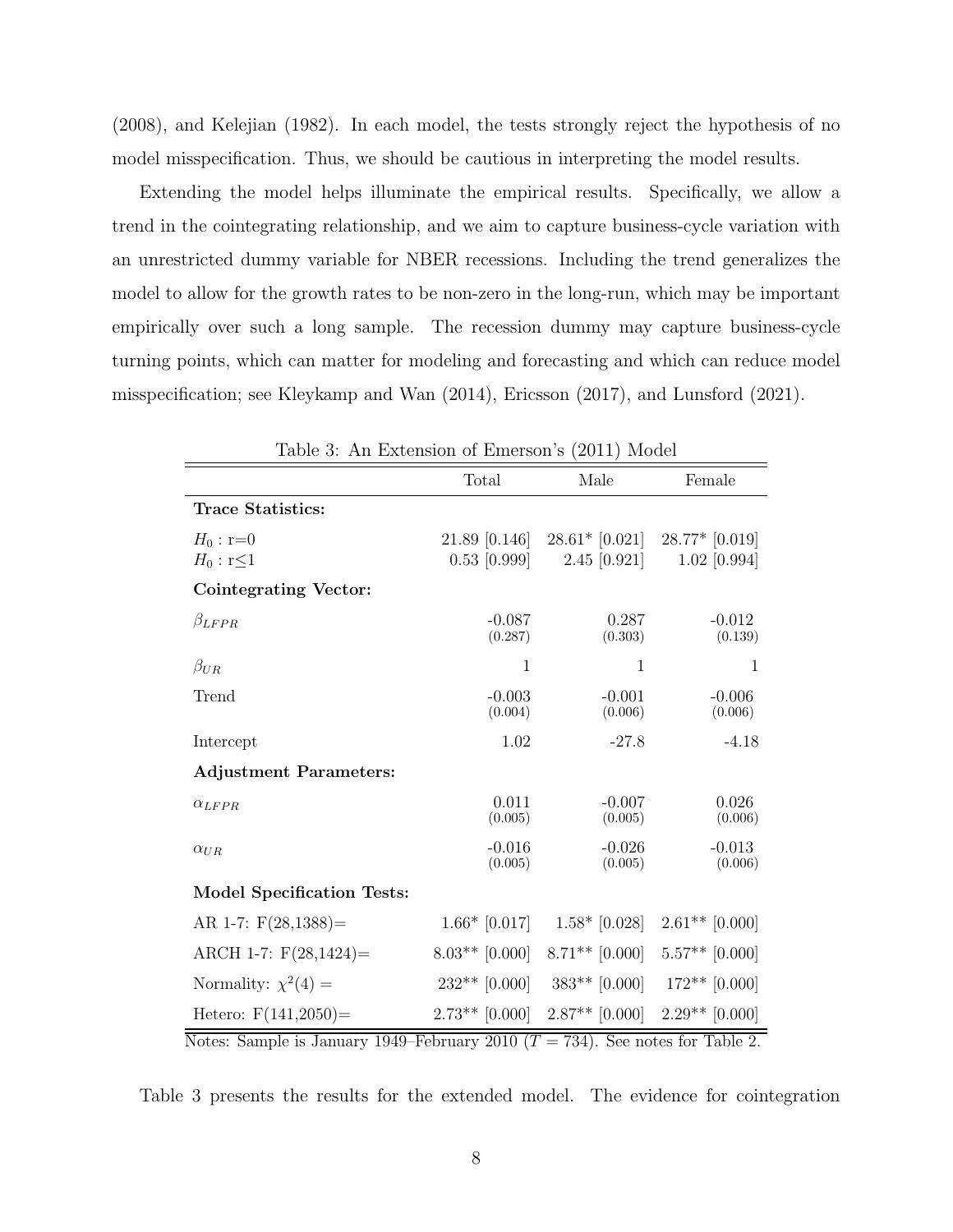(2008), and Kelejian (1982). In each model, the tests strongly reject the hypothesis of no model misspecification. Thus, we should be cautious in interpreting the model results.

Extending the model helps illuminate the empirical results. Specifically, we allow a trend in the cointegrating relationship, and we aim to capture business-cycle variation with an unrestricted dummy variable for NBER recessions. Including the trend generalizes the model to allow for the growth rates to be non-zero in the long-run, which may be important empirically over such a long sample. The recession dummy may capture business-cycle turning points, which can matter for modeling and forecasting and which can reduce model misspecification; see Kleykamp and Wan (2014), Ericsson (2017), and Lunsford (2021).

Table 3: An Extension of Emerson's (2011) Model

| | Total | Male | Female |
|---|---|---|---|
| **Trace Statistics:** | | | |
| $H_0$ : r=0 | 21.89 [0.146] | 28.61* [0.021] | 28.77* [0.019] |
| $H_0$ : r≤1 | 0.53 [0.999] | 2.45 [0.921] | 1.02 [0.994] |
| **Cointegrating Vector:** | | | |
| $\beta_{LFPR}$ | -0.087 (0.287) | 0.287 (0.303) | -0.012 (0.139) |
| $\beta_{UR}$ | 1 | 1 | 1 |
| Trend | -0.003 (0.004) | -0.001 (0.006) | -0.006 (0.006) |
| Intercept | 1.02 | -27.8 | -4.18 |
| **Adjustment Parameters:** | | | |
| $\alpha_{LFPR}$ | 0.011 (0.005) | -0.007 (0.005) | 0.026 (0.006) |
| $\alpha_{UR}$ | -0.016 (0.005) | -0.026 (0.005) | -0.013 (0.006) |
| **Model Specification Tests:** | | | |
| AR 1-7: F(28,1388)= | 1.66* [0.017] | 1.58* [0.028] | 2.61** [0.000] |
| ARCH 1-7: F(28,1424)= | 8.03** [0.000] | 8.71** [0.000] | 5.57** [0.000] |
| Normality: $\chi^2(4)$ = | 232** [0.000] | 383** [0.000] | 172** [0.000] |
| Hetero: F(141,2050)= | 2.73** [0.000] | 2.87** [0.000] | 2.29** [0.000] |

Notes: Sample is January 1949–February 2010 ($T = 734$). See notes for Table 2.

Table 3 presents the results for the extended model. The evidence for cointegration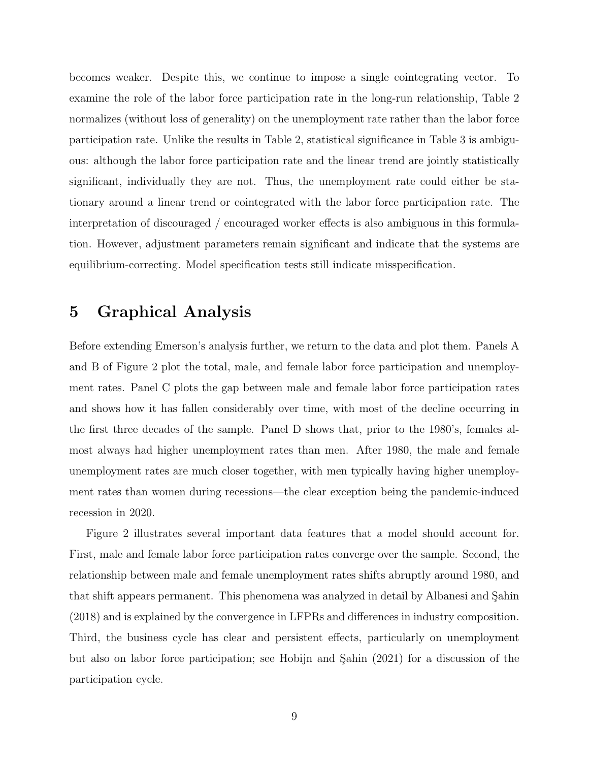becomes weaker. Despite this, we continue to impose a single cointegrating vector. To examine the role of the labor force participation rate in the long-run relationship, Table 2 normalizes (without loss of generality) on the unemployment rate rather than the labor force participation rate. Unlike the results in Table 2, statistical significance in Table 3 is ambiguous: although the labor force participation rate and the linear trend are jointly statistically significant, individually they are not. Thus, the unemployment rate could either be stationary around a linear trend or cointegrated with the labor force participation rate. The interpretation of discouraged / encouraged worker effects is also ambiguous in this formulation. However, adjustment parameters remain significant and indicate that the systems are equilibrium-correcting. Model specification tests still indicate misspecification.

# 5 Graphical Analysis

Before extending Emerson's analysis further, we return to the data and plot them. Panels A and B of Figure 2 plot the total, male, and female labor force participation and unemployment rates. Panel C plots the gap between male and female labor force participation rates and shows how it has fallen considerably over time, with most of the decline occurring in the first three decades of the sample. Panel D shows that, prior to the 1980's, females almost always had higher unemployment rates than men. After 1980, the male and female unemployment rates are much closer together, with men typically having higher unemployment rates than women during recessions—the clear exception being the pandemic-induced recession in 2020.

Figure 2 illustrates several important data features that a model should account for. First, male and female labor force participation rates converge over the sample. Second, the relationship between male and female unemployment rates shifts abruptly around 1980, and that shift appears permanent. This phenomena was analyzed in detail by Albanesi and Şahin (2018) and is explained by the convergence in LFPRs and differences in industry composition. Third, the business cycle has clear and persistent effects, particularly on unemployment but also on labor force participation; see Hobijn and Şahin (2021) for a discussion of the participation cycle.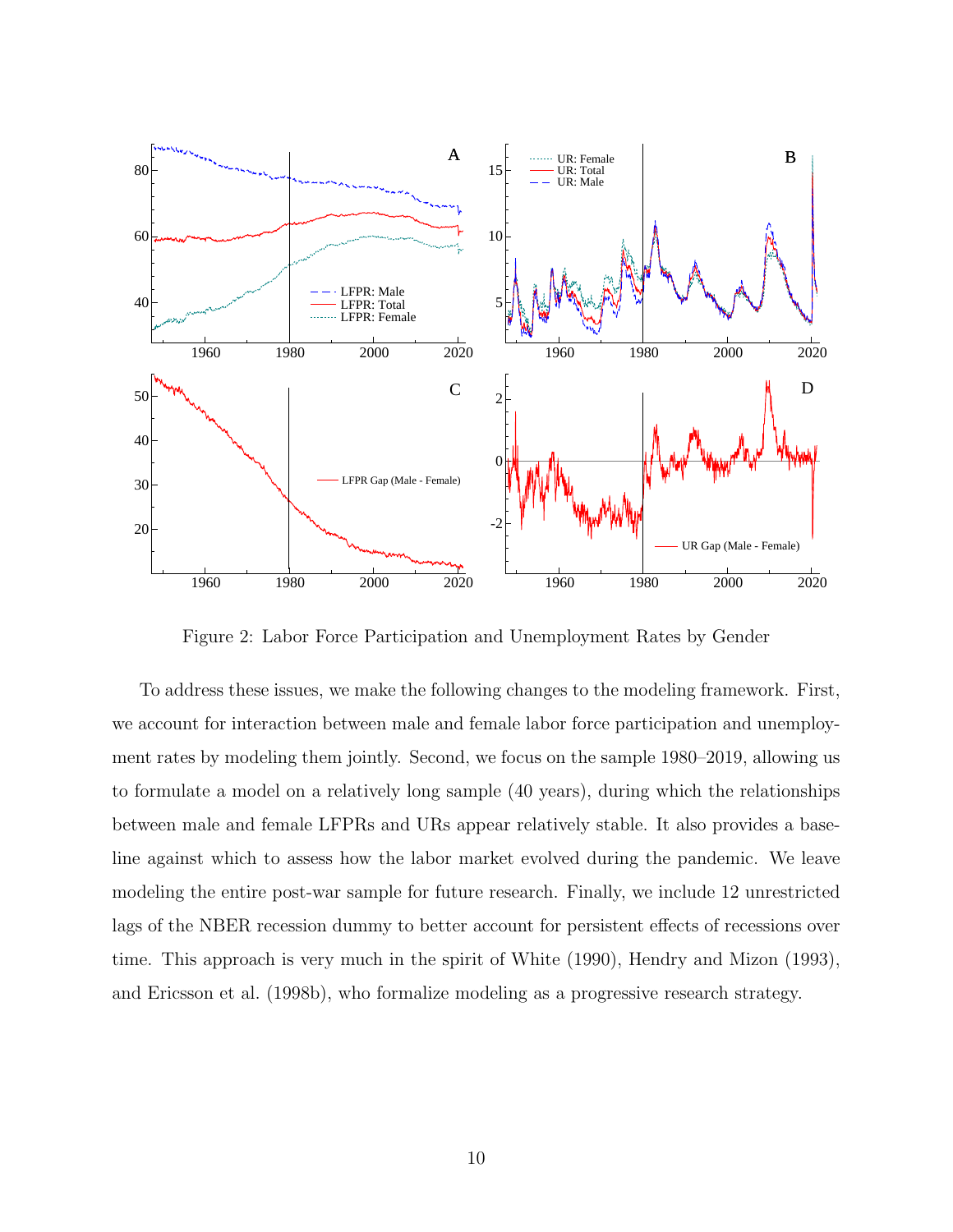Figure 2: Labor Force Participation and Unemployment Rates by Gender

To address these issues, we make the following changes to the modeling framework. First, we account for interaction between male and female labor force participation and unemployment rates by modeling them jointly. Second, we focus on the sample 1980–2019, allowing us to formulate a model on a relatively long sample (40 years), during which the relationships between male and female LFPRs and URs appear relatively stable. It also provides a baseline against which to assess how the labor market evolved during the pandemic. We leave modeling the entire post-war sample for future research. Finally, we include 12 unrestricted lags of the NBER recession dummy to better account for persistent effects of recessions over time. This approach is very much in the spirit of White (1990), Hendry and Mizon (1993), and Ericsson et al. (1998b), who formalize modeling as a progressive research strategy.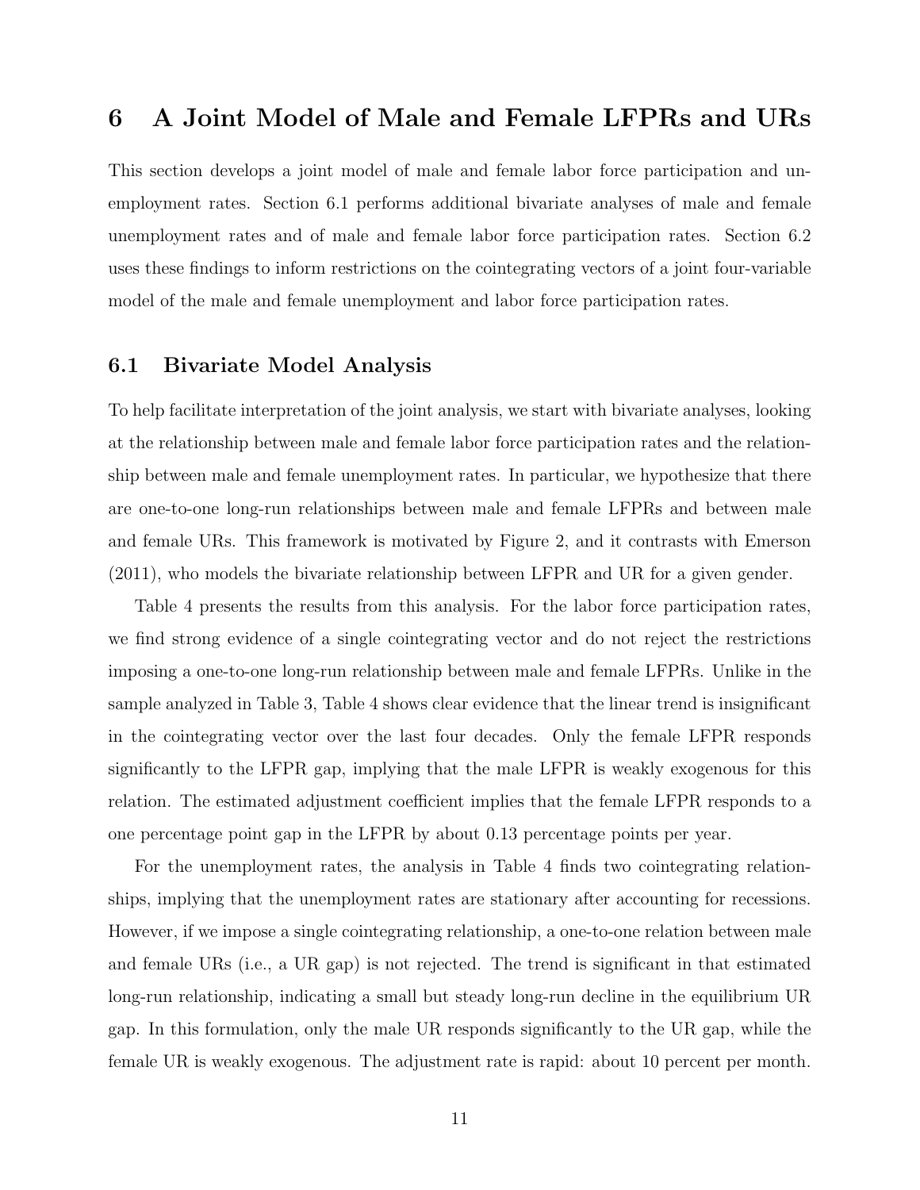# 6 A Joint Model of Male and Female LFPRs and URs

This section develops a joint model of male and female labor force participation and unemployment rates. Section 6.1 performs additional bivariate analyses of male and female unemployment rates and of male and female labor force participation rates. Section 6.2 uses these findings to inform restrictions on the cointegrating vectors of a joint four-variable model of the male and female unemployment and labor force participation rates.

## 6.1 Bivariate Model Analysis

To help facilitate interpretation of the joint analysis, we start with bivariate analyses, looking at the relationship between male and female labor force participation rates and the relationship between male and female unemployment rates. In particular, we hypothesize that there are one-to-one long-run relationships between male and female LFPRs and between male and female URs. This framework is motivated by Figure 2, and it contrasts with Emerson (2011), who models the bivariate relationship between LFPR and UR for a given gender.

Table 4 presents the results from this analysis. For the labor force participation rates, we find strong evidence of a single cointegrating vector and do not reject the restrictions imposing a one-to-one long-run relationship between male and female LFPRs. Unlike in the sample analyzed in Table 3, Table 4 shows clear evidence that the linear trend is insignificant in the cointegrating vector over the last four decades. Only the female LFPR responds significantly to the LFPR gap, implying that the male LFPR is weakly exogenous for this relation. The estimated adjustment coefficient implies that the female LFPR responds to a one percentage point gap in the LFPR by about 0.13 percentage points per year.

For the unemployment rates, the analysis in Table 4 finds two cointegrating relationships, implying that the unemployment rates are stationary after accounting for recessions. However, if we impose a single cointegrating relationship, a one-to-one relation between male and female URs (i.e., a UR gap) is not rejected. The trend is significant in that estimated long-run relationship, indicating a small but steady long-run decline in the equilibrium UR gap. In this formulation, only the male UR responds significantly to the UR gap, while the female UR is weakly exogenous. The adjustment rate is rapid: about 10 percent per month.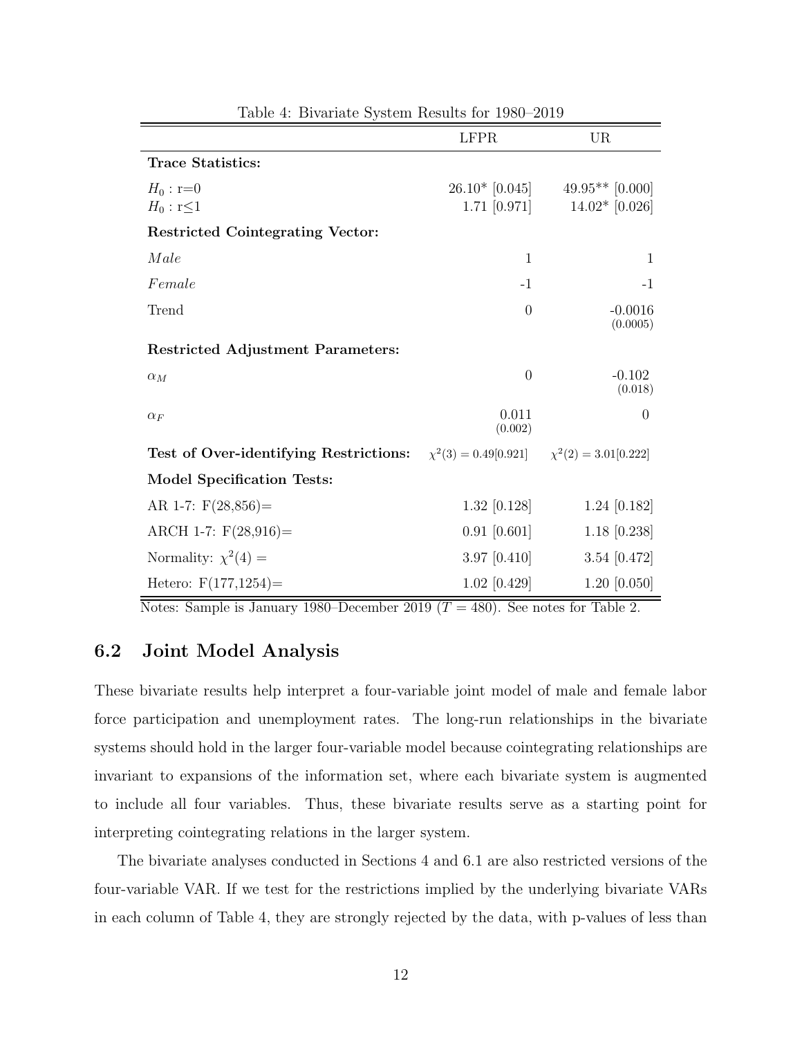Table 4: Bivariate System Results for 1980–2019

| | LFPR | UR |
|---|---|---|
| **Trace Statistics:** | | |
| $H_0$ : r=0 | 26.10* [0.045] | 49.95** [0.000] |
| $H_0$ : r≤1 | 1.71 [0.971] | 14.02* [0.026] |
| **Restricted Cointegrating Vector:** | | |
| *Male* | 1 | 1 |
| *Female* | -1 | -1 |
| Trend | 0 | -0.0016 (0.0005) |
| **Restricted Adjustment Parameters:** | | |
| $\alpha_M$ | 0 | -0.102 (0.018) |
| $\alpha_F$ | 0.011 (0.002) | 0 |
| **Test of Over-identifying Restrictions:** | $\chi^2(3) = 0.49[0.921]$ | $\chi^2(2) = 3.01[0.222]$ |
| **Model Specification Tests:** | | |
| AR 1-7: F(28,856)= | 1.32 [0.128] | 1.24 [0.182] |
| ARCH 1-7: F(28,916)= | 0.91 [0.601] | 1.18 [0.238] |
| Normality: $\chi^2(4)$ = | 3.97 [0.410] | 3.54 [0.472] |
| Hetero: F(177,1254)= | 1.02 [0.429] | 1.20 [0.050] |

Notes: Sample is January 1980–December 2019 ($T = 480$). See notes for Table 2.

## 6.2 Joint Model Analysis

These bivariate results help interpret a four-variable joint model of male and female labor force participation and unemployment rates. The long-run relationships in the bivariate systems should hold in the larger four-variable model because cointegrating relationships are invariant to expansions of the information set, where each bivariate system is augmented to include all four variables. Thus, these bivariate results serve as a starting point for interpreting cointegrating relations in the larger system.

The bivariate analyses conducted in Sections 4 and 6.1 are also restricted versions of the four-variable VAR. If we test for the restrictions implied by the underlying bivariate VARs in each column of Table 4, they are strongly rejected by the data, with p-values of less than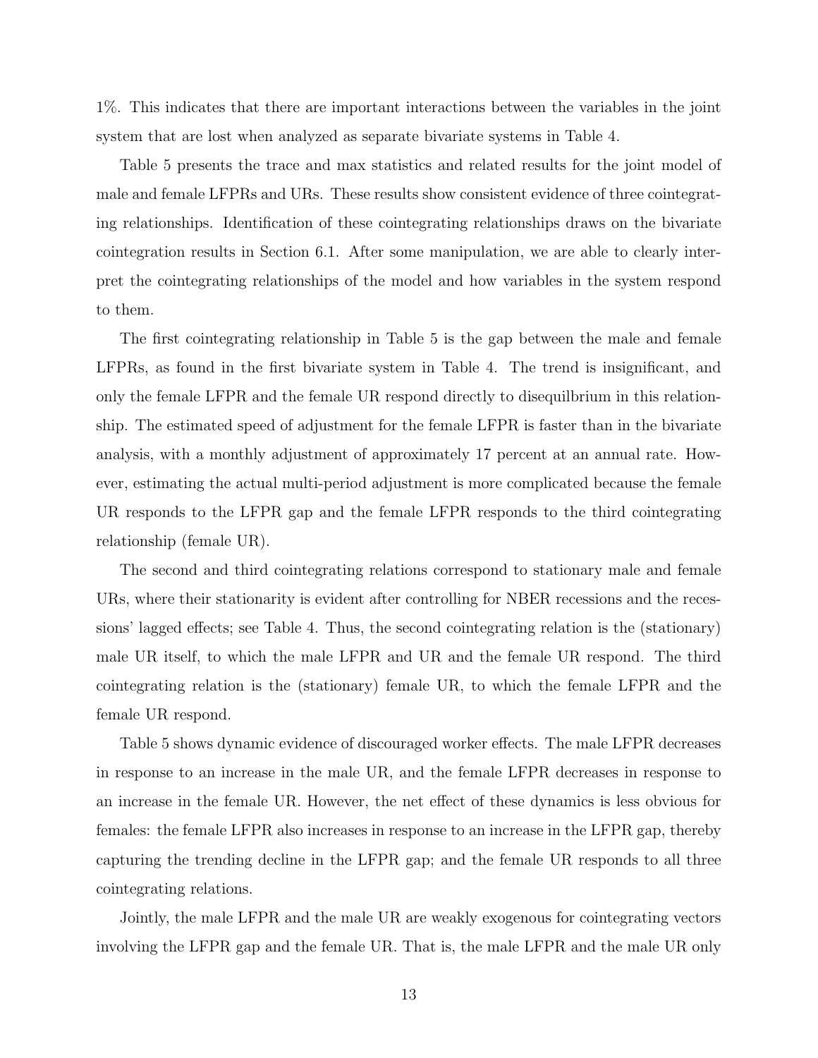1%. This indicates that there are important interactions between the variables in the joint system that are lost when analyzed as separate bivariate systems in Table 4.

Table 5 presents the trace and max statistics and related results for the joint model of male and female LFPRs and URs. These results show consistent evidence of three cointegrating relationships. Identification of these cointegrating relationships draws on the bivariate cointegration results in Section 6.1. After some manipulation, we are able to clearly interpret the cointegrating relationships of the model and how variables in the system respond to them.

The first cointegrating relationship in Table 5 is the gap between the male and female LFPRs, as found in the first bivariate system in Table 4. The trend is insignificant, and only the female LFPR and the female UR respond directly to disequilbrium in this relationship. The estimated speed of adjustment for the female LFPR is faster than in the bivariate analysis, with a monthly adjustment of approximately 17 percent at an annual rate. However, estimating the actual multi-period adjustment is more complicated because the female UR responds to the LFPR gap and the female LFPR responds to the third cointegrating relationship (female UR).

The second and third cointegrating relations correspond to stationary male and female URs, where their stationarity is evident after controlling for NBER recessions and the recessions' lagged effects; see Table 4. Thus, the second cointegrating relation is the (stationary) male UR itself, to which the male LFPR and UR and the female UR respond. The third cointegrating relation is the (stationary) female UR, to which the female LFPR and the female UR respond.

Table 5 shows dynamic evidence of discouraged worker effects. The male LFPR decreases in response to an increase in the male UR, and the female LFPR decreases in response to an increase in the female UR. However, the net effect of these dynamics is less obvious for females: the female LFPR also increases in response to an increase in the LFPR gap, thereby capturing the trending decline in the LFPR gap; and the female UR responds to all three cointegrating relations.

Jointly, the male LFPR and the male UR are weakly exogenous for cointegrating vectors involving the LFPR gap and the female UR. That is, the male LFPR and the male UR only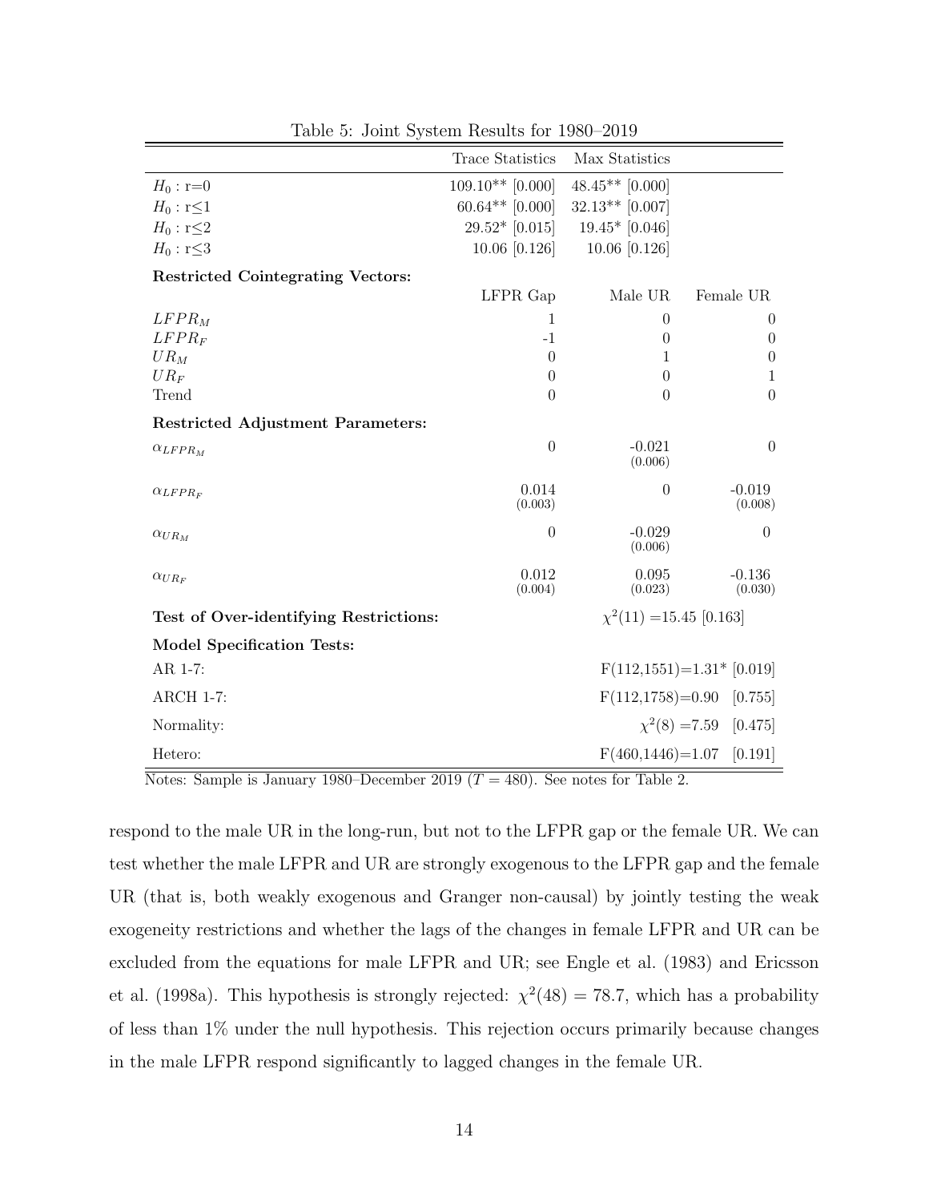Table 5: Joint System Results for 1980–2019

| | Trace Statistics | Max Statistics | |
|---|---|---|---|
| $H_0$ : r=0 | 109.10** [0.000] | 48.45** [0.000] | |
| $H_0$ : r≤1 | 60.64** [0.000] | 32.13** [0.007] | |
| $H_0$ : r≤2 | 29.52* [0.015] | 19.45* [0.046] | |
| $H_0$ : r≤3 | 10.06 [0.126] | 10.06 [0.126] | |
| **Restricted Cointegrating Vectors:** | | | |
| | LFPR Gap | Male UR | Female UR |
| $LFPR_M$ | 1 | 0 | 0 |
| $LFPR_F$ | -1 | 0 | 0 |
| $UR_M$ | 0 | 1 | 0 |
| $UR_F$ | 0 | 0 | 1 |
| Trend | 0 | 0 | 0 |
| **Restricted Adjustment Parameters:** | | | |
| $\alpha_{LFPR_M}$ | 0 | -0.021 (0.006) | 0 |
| $\alpha_{LFPR_F}$ | 0.014 (0.003) | 0 | -0.019 (0.008) |
| $\alpha_{UR_M}$ | 0 | -0.029 (0.006) | 0 |
| $\alpha_{UR_F}$ | 0.012 (0.004) | 0.095 (0.023) | -0.136 (0.030) |
| **Test of Over-identifying Restrictions:** | | $\chi^2(11)$ =15.45 [0.163] | |
| **Model Specification Tests:** | | | |
| AR 1-7: | | | F(112,1551)=1.31* [0.019] |
| ARCH 1-7: | | | F(112,1758)=0.90 [0.755] |
| Normality: | | | $\chi^2(8)$ =7.59 [0.475] |
| Hetero: | | | F(460,1446)=1.07 [0.191] |

Notes: Sample is January 1980–December 2019 ($T = 480$). See notes for Table 2.

respond to the male UR in the long-run, but not to the LFPR gap or the female UR. We can test whether the male LFPR and UR are strongly exogenous to the LFPR gap and the female UR (that is, both weakly exogenous and Granger non-causal) by jointly testing the weak exogeneity restrictions and whether the lags of the changes in female LFPR and UR can be excluded from the equations for male LFPR and UR; see Engle et al. (1983) and Ericsson et al. (1998a). This hypothesis is strongly rejected: $\chi^2(48) = 78.7$, which has a probability of less than 1% under the null hypothesis. This rejection occurs primarily because changes in the male LFPR respond significantly to lagged changes in the female UR.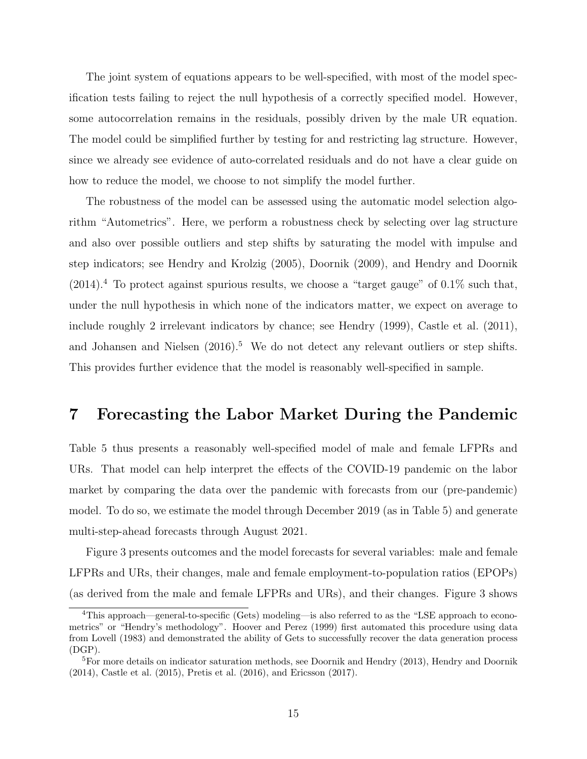The joint system of equations appears to be well-specified, with most of the model specification tests failing to reject the null hypothesis of a correctly specified model. However, some autocorrelation remains in the residuals, possibly driven by the male UR equation. The model could be simplified further by testing for and restricting lag structure. However, since we already see evidence of auto-correlated residuals and do not have a clear guide on how to reduce the model, we choose to not simplify the model further.

The robustness of the model can be assessed using the automatic model selection algorithm "Autometrics". Here, we perform a robustness check by selecting over lag structure and also over possible outliers and step shifts by saturating the model with impulse and step indicators; see Hendry and Krolzig (2005), Doornik (2009), and Hendry and Doornik (2014).[4] To protect against spurious results, we choose a "target gauge" of 0.1% such that, under the null hypothesis in which none of the indicators matter, we expect on average to include roughly 2 irrelevant indicators by chance; see Hendry (1999), Castle et al. (2011), and Johansen and Nielsen (2016).[5] We do not detect any relevant outliers or step shifts. This provides further evidence that the model is reasonably well-specified in sample.

# 7 Forecasting the Labor Market During the Pandemic

Table 5 thus presents a reasonably well-specified model of male and female LFPRs and URs. That model can help interpret the effects of the COVID-19 pandemic on the labor market by comparing the data over the pandemic with forecasts from our (pre-pandemic) model. To do so, we estimate the model through December 2019 (as in Table 5) and generate multi-step-ahead forecasts through August 2021.

Figure 3 presents outcomes and the model forecasts for several variables: male and female LFPRs and URs, their changes, male and female employment-to-population ratios (EPOPs) (as derived from the male and female LFPRs and URs), and their changes. Figure 3 shows

[4] This approach—general-to-specific (Gets) modeling—is also referred to as the "LSE approach to econometrics" or "Hendry's methodology". Hoover and Perez (1999) first automated this procedure using data from Lovell (1983) and demonstrated the ability of Gets to successfully recover the data generation process (DGP).

[5] For more details on indicator saturation methods, see Doornik and Hendry (2013), Hendry and Doornik (2014), Castle et al. (2015), Pretis et al. (2016), and Ericsson (2017).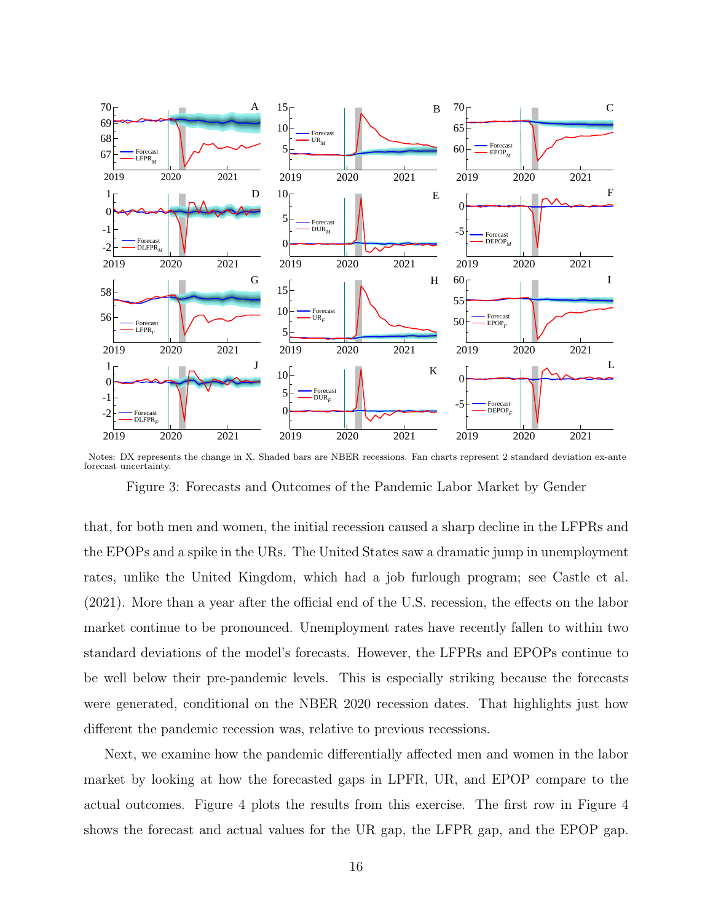Notes: DX represents the change in X. Shaded bars are NBER recessions. Fan charts represent 2 standard deviation ex-ante forecast uncertainty.

Figure 3: Forecasts and Outcomes of the Pandemic Labor Market by Gender

that, for both men and women, the initial recession caused a sharp decline in the LFPRs and the EPOPs and a spike in the URs. The United States saw a dramatic jump in unemployment rates, unlike the United Kingdom, which had a job furlough program; see Castle et al. (2021). More than a year after the official end of the U.S. recession, the effects on the labor market continue to be pronounced. Unemployment rates have recently fallen to within two standard deviations of the model's forecasts. However, the LFPRs and EPOPs continue to be well below their pre-pandemic levels. This is especially striking because the forecasts were generated, conditional on the NBER 2020 recession dates. That highlights just how different the pandemic recession was, relative to previous recessions.

Next, we examine how the pandemic differentially affected men and women in the labor market by looking at how the forecasted gaps in LPFR, UR, and EPOP compare to the actual outcomes. Figure 4 plots the results from this exercise. The first row in Figure 4 shows the forecast and actual values for the UR gap, the LFPR gap, and the EPOP gap.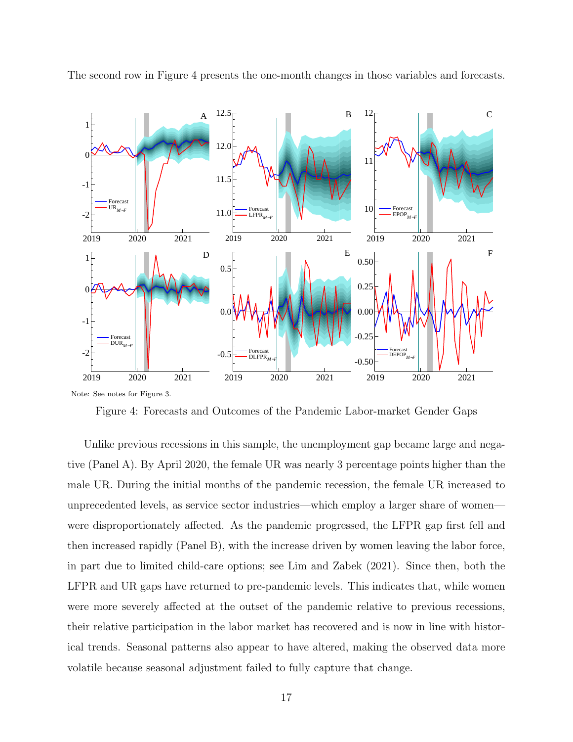The second row in Figure 4 presents the one-month changes in those variables and forecasts.

Note: See notes for Figure 3.

Figure 4: Forecasts and Outcomes of the Pandemic Labor-market Gender Gaps

Unlike previous recessions in this sample, the unemployment gap became large and negative (Panel A). By April 2020, the female UR was nearly 3 percentage points higher than the male UR. During the initial months of the pandemic recession, the female UR increased to unprecedented levels, as service sector industries—which employ a larger share of women—were disproportionately affected. As the pandemic progressed, the LFPR gap first fell and then increased rapidly (Panel B), with the increase driven by women leaving the labor force, in part due to limited child-care options; see Lim and Zabek (2021). Since then, both the LFPR and UR gaps have returned to pre-pandemic levels. This indicates that, while women were more severely affected at the outset of the pandemic relative to previous recessions, their relative participation in the labor market has recovered and is now in line with historical trends. Seasonal patterns also appear to have altered, making the observed data more volatile because seasonal adjustment failed to fully capture that change.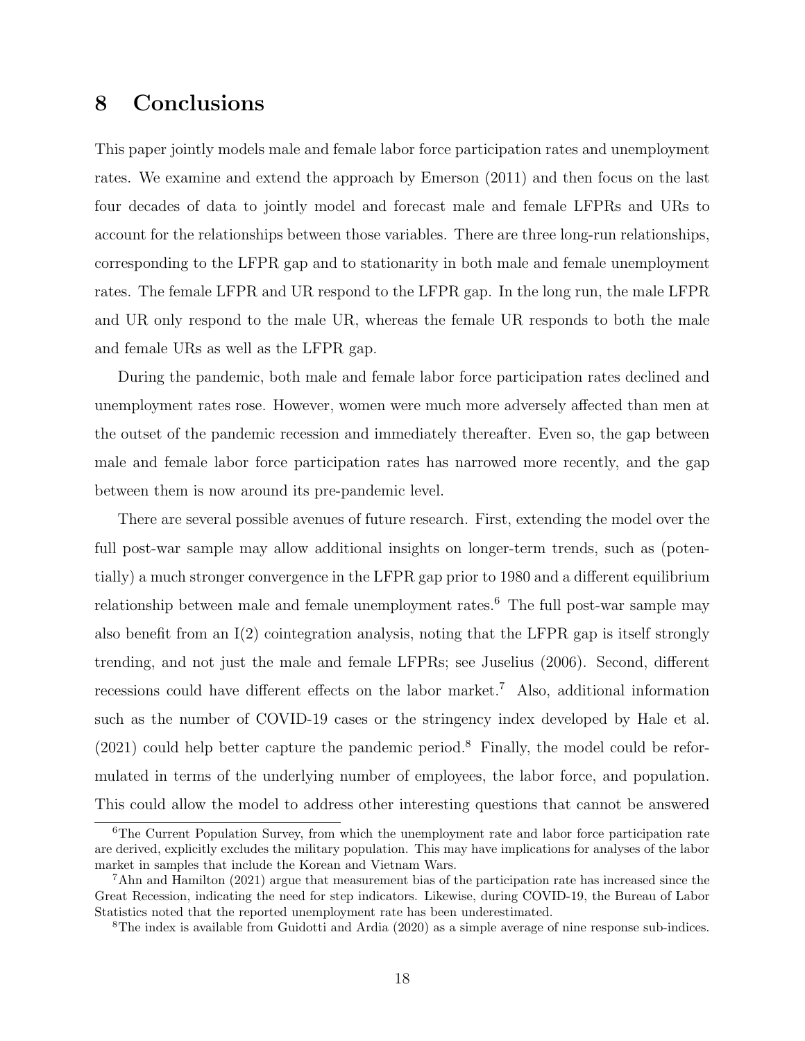# 8 Conclusions

This paper jointly models male and female labor force participation rates and unemployment rates. We examine and extend the approach by Emerson (2011) and then focus on the last four decades of data to jointly model and forecast male and female LFPRs and URs to account for the relationships between those variables. There are three long-run relationships, corresponding to the LFPR gap and to stationarity in both male and female unemployment rates. The female LFPR and UR respond to the LFPR gap. In the long run, the male LFPR and UR only respond to the male UR, whereas the female UR responds to both the male and female URs as well as the LFPR gap.

During the pandemic, both male and female labor force participation rates declined and unemployment rates rose. However, women were much more adversely affected than men at the outset of the pandemic recession and immediately thereafter. Even so, the gap between male and female labor force participation rates has narrowed more recently, and the gap between them is now around its pre-pandemic level.

There are several possible avenues of future research. First, extending the model over the full post-war sample may allow additional insights on longer-term trends, such as (potentially) a much stronger convergence in the LFPR gap prior to 1980 and a different equilibrium relationship between male and female unemployment rates.[6] The full post-war sample may also benefit from an I(2) cointegration analysis, noting that the LFPR gap is itself strongly trending, and not just the male and female LFPRs; see Juselius (2006). Second, different recessions could have different effects on the labor market.[7] Also, additional information such as the number of COVID-19 cases or the stringency index developed by Hale et al. (2021) could help better capture the pandemic period.[8] Finally, the model could be reformulated in terms of the underlying number of employees, the labor force, and population. This could allow the model to address other interesting questions that cannot be answered

[6] The Current Population Survey, from which the unemployment rate and labor force participation rate are derived, explicitly excludes the military population. This may have implications for analyses of the labor market in samples that include the Korean and Vietnam Wars.

[7] Ahn and Hamilton (2021) argue that measurement bias of the participation rate has increased since the Great Recession, indicating the need for step indicators. Likewise, during COVID-19, the Bureau of Labor Statistics noted that the reported unemployment rate has been underestimated.

[8] The index is available from Guidotti and Ardia (2020) as a simple average of nine response sub-indices.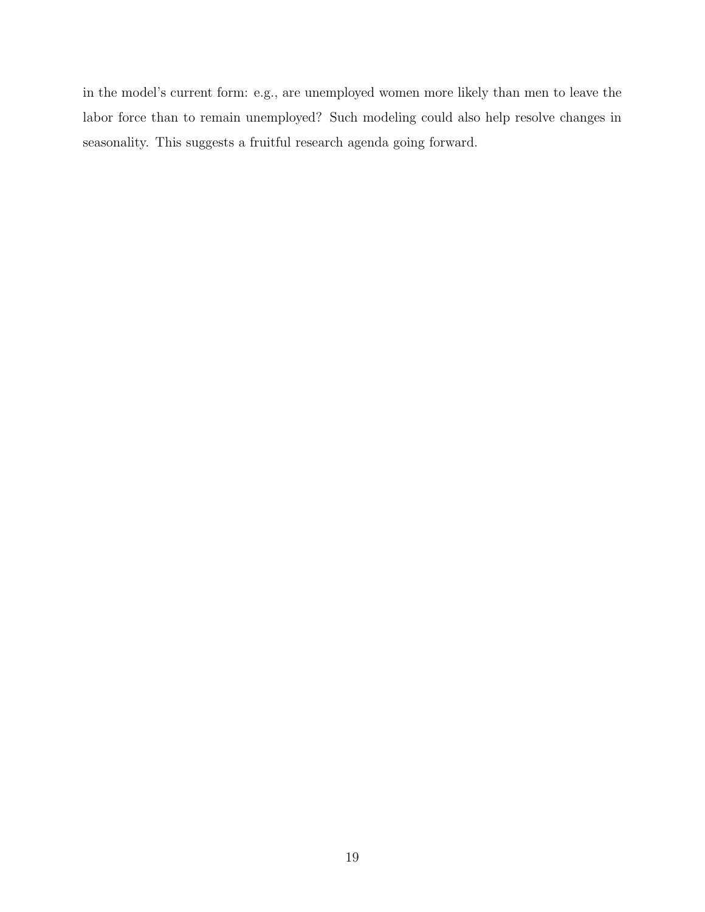in the model's current form: e.g., are unemployed women more likely than men to leave the labor force than to remain unemployed? Such modeling could also help resolve changes in seasonality. This suggests a fruitful research agenda going forward.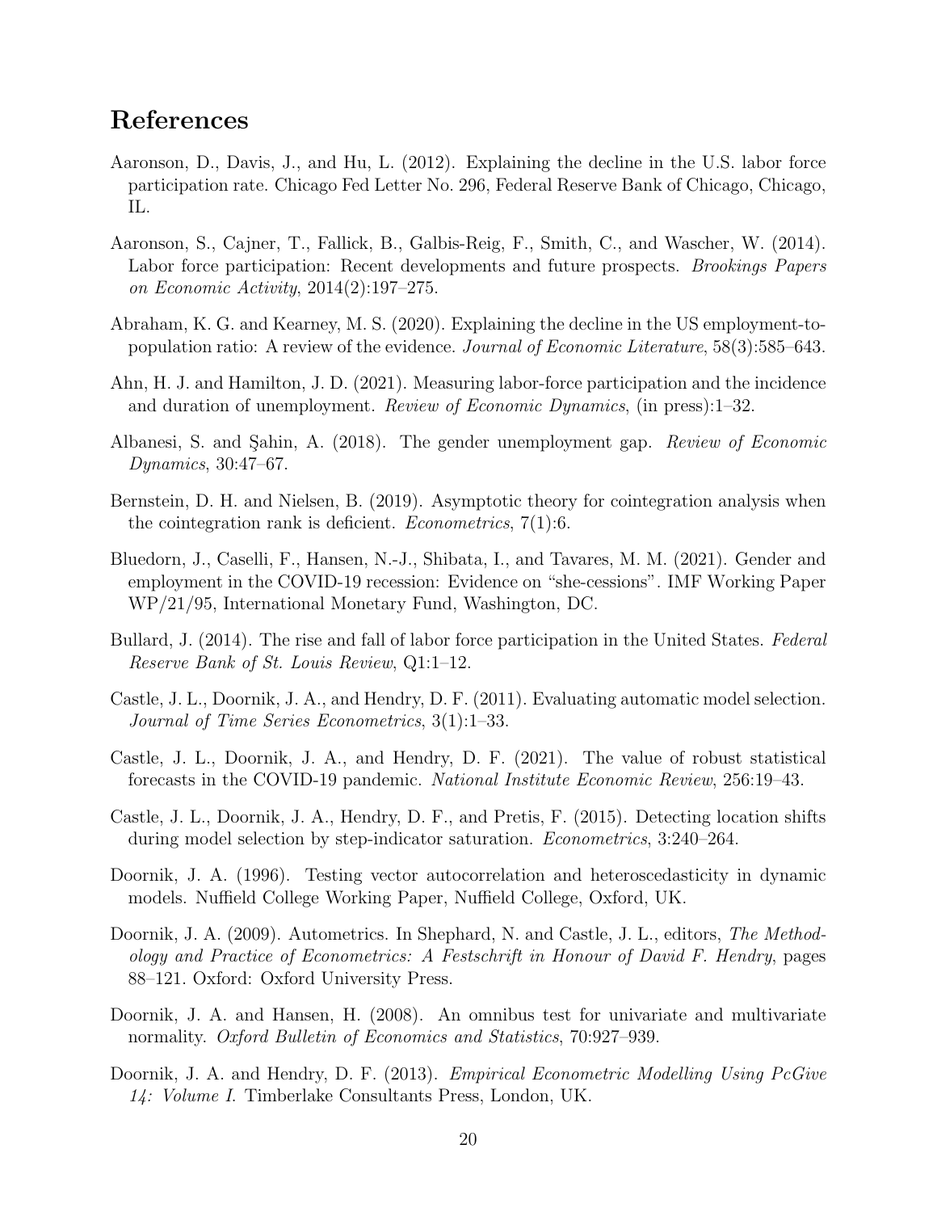# References

Aaronson, D., Davis, J., and Hu, L. (2012). Explaining the decline in the U.S. labor force participation rate. Chicago Fed Letter No. 296, Federal Reserve Bank of Chicago, Chicago, IL.

Aaronson, S., Cajner, T., Fallick, B., Galbis-Reig, F., Smith, C., and Wascher, W. (2014). Labor force participation: Recent developments and future prospects. *Brookings Papers on Economic Activity*, 2014(2):197–275.

Abraham, K. G. and Kearney, M. S. (2020). Explaining the decline in the US employment-to-population ratio: A review of the evidence. *Journal of Economic Literature*, 58(3):585–643.

Ahn, H. J. and Hamilton, J. D. (2021). Measuring labor-force participation and the incidence and duration of unemployment. *Review of Economic Dynamics*, (in press):1–32.

Albanesi, S. and Şahin, A. (2018). The gender unemployment gap. *Review of Economic Dynamics*, 30:47–67.

Bernstein, D. H. and Nielsen, B. (2019). Asymptotic theory for cointegration analysis when the cointegration rank is deficient. *Econometrics*, 7(1):6.

Bluedorn, J., Caselli, F., Hansen, N.-J., Shibata, I., and Tavares, M. M. (2021). Gender and employment in the COVID-19 recession: Evidence on "she-cessions". IMF Working Paper WP/21/95, International Monetary Fund, Washington, DC.

Bullard, J. (2014). The rise and fall of labor force participation in the United States. *Federal Reserve Bank of St. Louis Review*, Q1:1–12.

Castle, J. L., Doornik, J. A., and Hendry, D. F. (2011). Evaluating automatic model selection. *Journal of Time Series Econometrics*, 3(1):1–33.

Castle, J. L., Doornik, J. A., and Hendry, D. F. (2021). The value of robust statistical forecasts in the COVID-19 pandemic. *National Institute Economic Review*, 256:19–43.

Castle, J. L., Doornik, J. A., Hendry, D. F., and Pretis, F. (2015). Detecting location shifts during model selection by step-indicator saturation. *Econometrics*, 3:240–264.

Doornik, J. A. (1996). Testing vector autocorrelation and heteroscedasticity in dynamic models. Nuffield College Working Paper, Nuffield College, Oxford, UK.

Doornik, J. A. (2009). Autometrics. In Shephard, N. and Castle, J. L., editors, *The Methodology and Practice of Econometrics: A Festschrift in Honour of David F. Hendry*, pages 88–121. Oxford: Oxford University Press.

Doornik, J. A. and Hansen, H. (2008). An omnibus test for univariate and multivariate normality. *Oxford Bulletin of Economics and Statistics*, 70:927–939.

Doornik, J. A. and Hendry, D. F. (2013). *Empirical Econometric Modelling Using PcGive 14: Volume I.* Timberlake Consultants Press, London, UK.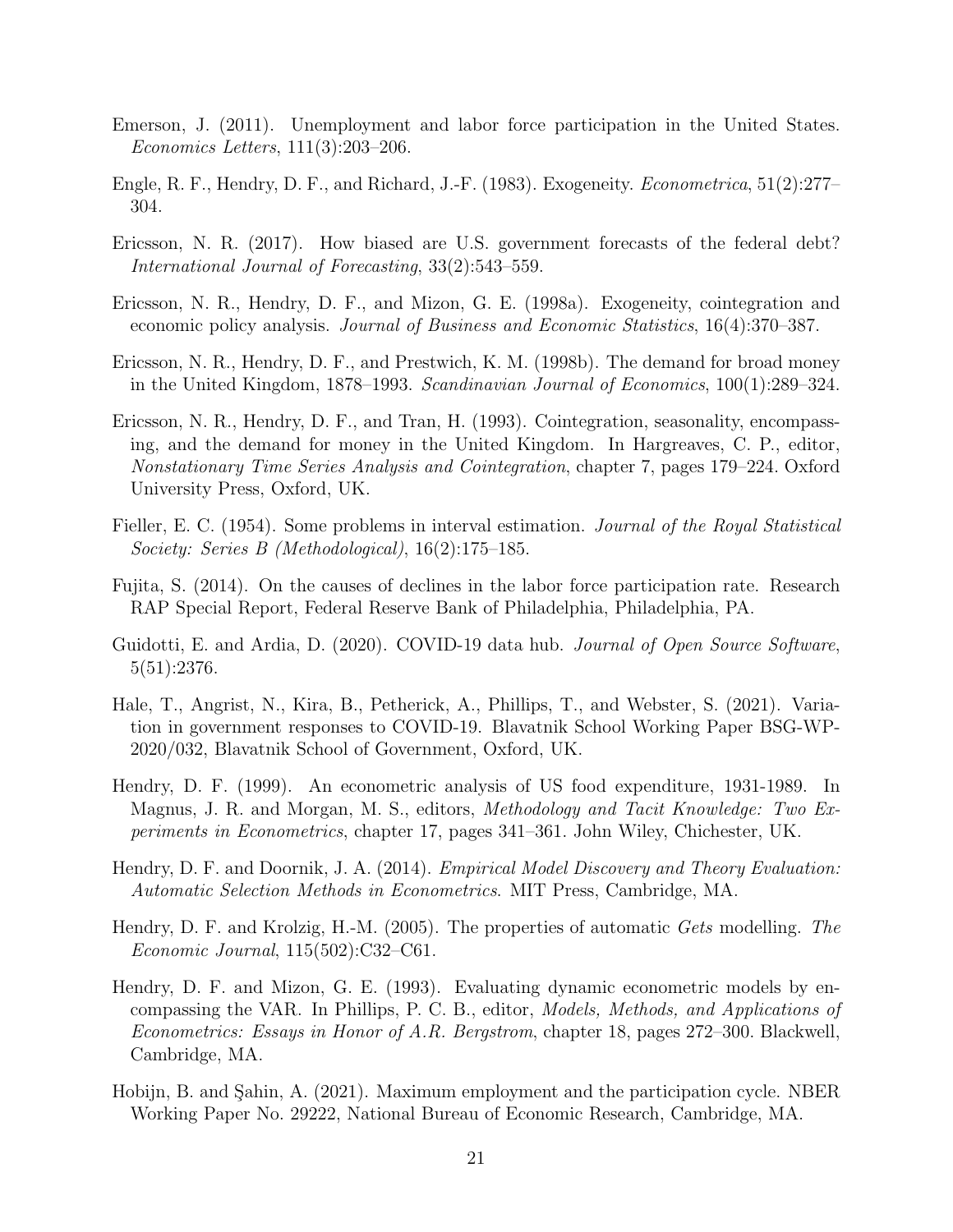Emerson, J. (2011). Unemployment and labor force participation in the United States. *Economics Letters*, 111(3):203–206.

Engle, R. F., Hendry, D. F., and Richard, J.-F. (1983). Exogeneity. *Econometrica*, 51(2):277–304.

Ericsson, N. R. (2017). How biased are U.S. government forecasts of the federal debt? *International Journal of Forecasting*, 33(2):543–559.

Ericsson, N. R., Hendry, D. F., and Mizon, G. E. (1998a). Exogeneity, cointegration and economic policy analysis. *Journal of Business and Economic Statistics*, 16(4):370–387.

Ericsson, N. R., Hendry, D. F., and Prestwich, K. M. (1998b). The demand for broad money in the United Kingdom, 1878–1993. *Scandinavian Journal of Economics*, 100(1):289–324.

Ericsson, N. R., Hendry, D. F., and Tran, H. (1993). Cointegration, seasonality, encompassing, and the demand for money in the United Kingdom. In Hargreaves, C. P., editor, *Nonstationary Time Series Analysis and Cointegration*, chapter 7, pages 179–224. Oxford University Press, Oxford, UK.

Fieller, E. C. (1954). Some problems in interval estimation. *Journal of the Royal Statistical Society: Series B (Methodological)*, 16(2):175–185.

Fujita, S. (2014). On the causes of declines in the labor force participation rate. Research RAP Special Report, Federal Reserve Bank of Philadelphia, Philadelphia, PA.

Guidotti, E. and Ardia, D. (2020). COVID-19 data hub. *Journal of Open Source Software*, 5(51):2376.

Hale, T., Angrist, N., Kira, B., Petherick, A., Phillips, T., and Webster, S. (2021). Variation in government responses to COVID-19. Blavatnik School Working Paper BSG-WP-2020/032, Blavatnik School of Government, Oxford, UK.

Hendry, D. F. (1999). An econometric analysis of US food expenditure, 1931-1989. In Magnus, J. R. and Morgan, M. S., editors, *Methodology and Tacit Knowledge: Two Experiments in Econometrics*, chapter 17, pages 341–361. John Wiley, Chichester, UK.

Hendry, D. F. and Doornik, J. A. (2014). *Empirical Model Discovery and Theory Evaluation: Automatic Selection Methods in Econometrics*. MIT Press, Cambridge, MA.

Hendry, D. F. and Krolzig, H.-M. (2005). The properties of automatic *Gets* modelling. *The Economic Journal*, 115(502):C32–C61.

Hendry, D. F. and Mizon, G. E. (1993). Evaluating dynamic econometric models by encompassing the VAR. In Phillips, P. C. B., editor, *Models, Methods, and Applications of Econometrics: Essays in Honor of A.R. Bergstrom*, chapter 18, pages 272–300. Blackwell, Cambridge, MA.

Hobijn, B. and Şahin, A. (2021). Maximum employment and the participation cycle. NBER Working Paper No. 29222, National Bureau of Economic Research, Cambridge, MA.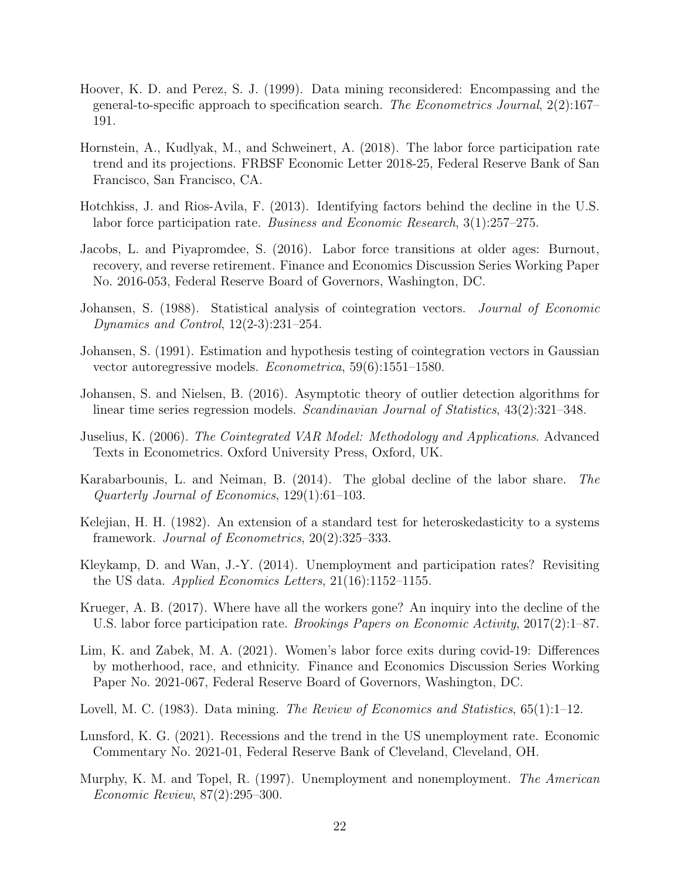Hoover, K. D. and Perez, S. J. (1999). Data mining reconsidered: Encompassing and the general-to-specific approach to specification search. *The Econometrics Journal*, 2(2):167–191.

Hornstein, A., Kudlyak, M., and Schweinert, A. (2018). The labor force participation rate trend and its projections. FRBSF Economic Letter 2018-25, Federal Reserve Bank of San Francisco, San Francisco, CA.

Hotchkiss, J. and Rios-Avila, F. (2013). Identifying factors behind the decline in the U.S. labor force participation rate. *Business and Economic Research*, 3(1):257–275.

Jacobs, L. and Piyapromdee, S. (2016). Labor force transitions at older ages: Burnout, recovery, and reverse retirement. Finance and Economics Discussion Series Working Paper No. 2016-053, Federal Reserve Board of Governors, Washington, DC.

Johansen, S. (1988). Statistical analysis of cointegration vectors. *Journal of Economic Dynamics and Control*, 12(2-3):231–254.

Johansen, S. (1991). Estimation and hypothesis testing of cointegration vectors in Gaussian vector autoregressive models. *Econometrica*, 59(6):1551–1580.

Johansen, S. and Nielsen, B. (2016). Asymptotic theory of outlier detection algorithms for linear time series regression models. *Scandinavian Journal of Statistics*, 43(2):321–348.

Juselius, K. (2006). *The Cointegrated VAR Model: Methodology and Applications*. Advanced Texts in Econometrics. Oxford University Press, Oxford, UK.

Karabarbounis, L. and Neiman, B. (2014). The global decline of the labor share. *The Quarterly Journal of Economics*, 129(1):61–103.

Kelejian, H. H. (1982). An extension of a standard test for heteroskedasticity to a systems framework. *Journal of Econometrics*, 20(2):325–333.

Kleykamp, D. and Wan, J.-Y. (2014). Unemployment and participation rates? Revisiting the US data. *Applied Economics Letters*, 21(16):1152–1155.

Krueger, A. B. (2017). Where have all the workers gone? An inquiry into the decline of the U.S. labor force participation rate. *Brookings Papers on Economic Activity*, 2017(2):1–87.

Lim, K. and Zabek, M. A. (2021). Women's labor force exits during covid-19: Differences by motherhood, race, and ethnicity. Finance and Economics Discussion Series Working Paper No. 2021-067, Federal Reserve Board of Governors, Washington, DC.

Lovell, M. C. (1983). Data mining. *The Review of Economics and Statistics*, 65(1):1–12.

Lunsford, K. G. (2021). Recessions and the trend in the US unemployment rate. Economic Commentary No. 2021-01, Federal Reserve Bank of Cleveland, Cleveland, OH.

Murphy, K. M. and Topel, R. (1997). Unemployment and nonemployment. *The American Economic Review*, 87(2):295–300.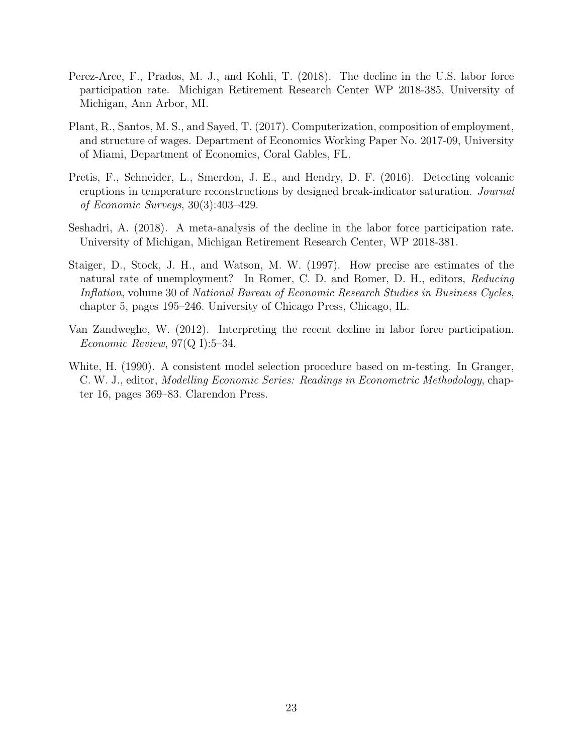Perez-Arce, F., Prados, M. J., and Kohli, T. (2018). The decline in the U.S. labor force participation rate. Michigan Retirement Research Center WP 2018-385, University of Michigan, Ann Arbor, MI.

Plant, R., Santos, M. S., and Sayed, T. (2017). Computerization, composition of employment, and structure of wages. Department of Economics Working Paper No. 2017-09, University of Miami, Department of Economics, Coral Gables, FL.

Pretis, F., Schneider, L., Smerdon, J. E., and Hendry, D. F. (2016). Detecting volcanic eruptions in temperature reconstructions by designed break-indicator saturation. *Journal of Economic Surveys*, 30(3):403–429.

Seshadri, A. (2018). A meta-analysis of the decline in the labor force participation rate. University of Michigan, Michigan Retirement Research Center, WP 2018-381.

Staiger, D., Stock, J. H., and Watson, M. W. (1997). How precise are estimates of the natural rate of unemployment? In Romer, C. D. and Romer, D. H., editors, *Reducing Inflation*, volume 30 of *National Bureau of Economic Research Studies in Business Cycles*, chapter 5, pages 195–246. University of Chicago Press, Chicago, IL.

Van Zandweghe, W. (2012). Interpreting the recent decline in labor force participation. *Economic Review*, 97(Q I):5–34.

White, H. (1990). A consistent model selection procedure based on m-testing. In Granger, C. W. J., editor, *Modelling Economic Series: Readings in Econometric Methodology*, chapter 16, pages 369–83. Clarendon Press.